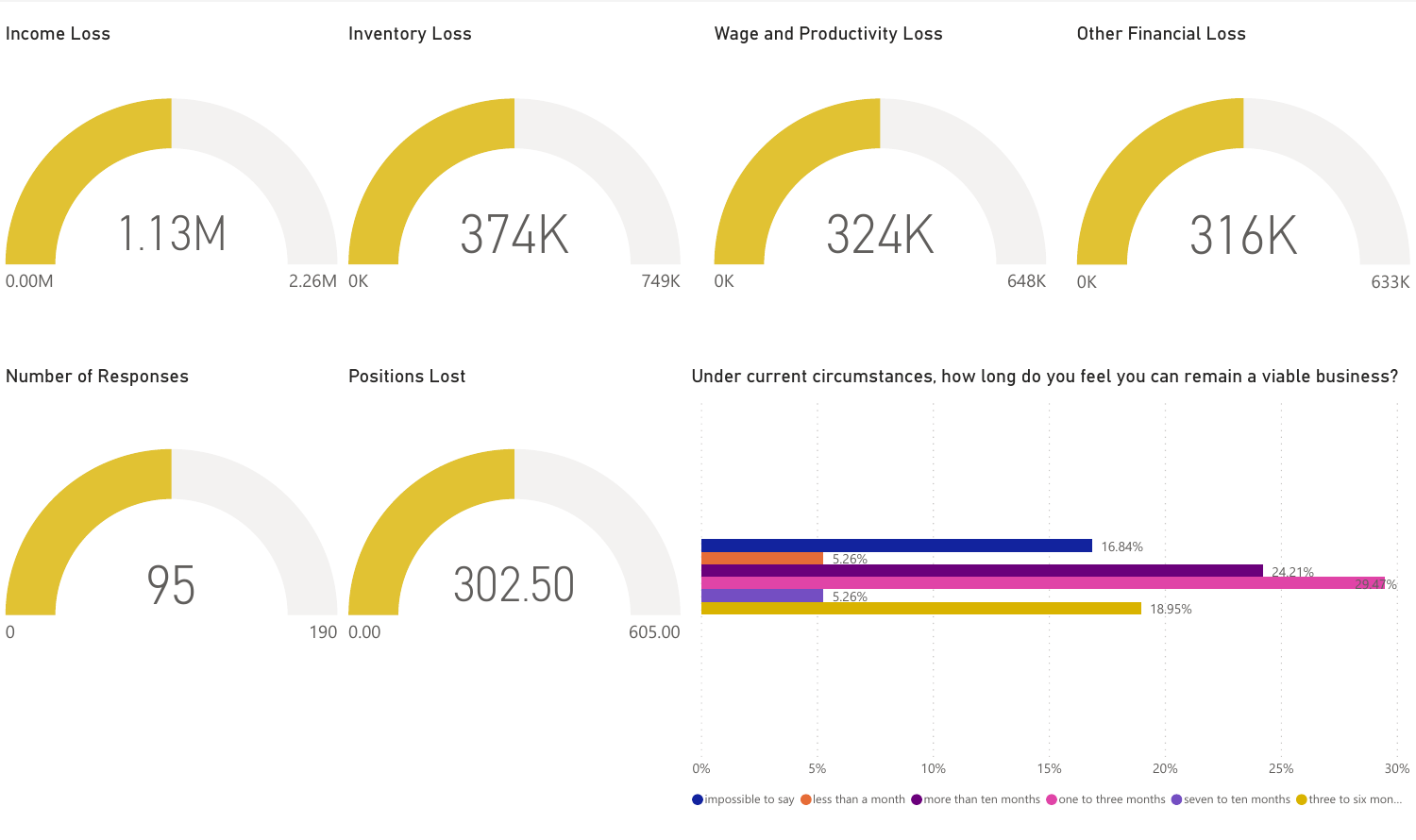## Income Loss

1.13M

0.00M — 2.26M

## Inventory Loss

374K

0K — 749K

## Wage and Productivity Loss

324K

0K — 648K

## Other Financial Loss

316K

0K — 633K

## Number of Responses

95

0 — 190

## Positions Lost

302.50

0.00 — 605.00

## Under current circumstances, how long do you feel you can remain a viable business?

| Response | Percentage |
| --- | --- |
| impossible to say | 16.84% |
| less than a month | 5.26% |
| more than ten months | 24.21% |
| one to three months | 29.47% |
| seven to ten months | 5.26% |
| three to six mon... | 18.95% |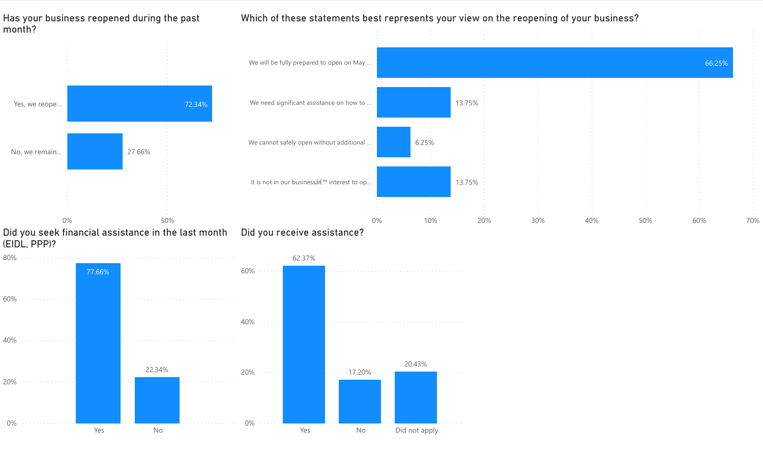## Has your business reopened during the past month?

Yes, we reope...
72.34%

No, we remain...
27.66%

0%
50%

## Which of these statements best represents your view on the reopening of your business?

We will be fully prepared to open on May ...
66.25%

We need significant assistance on how to ...
13.75%

We cannot safely open without additional ...
6.25%

It is not in our businessâ€™ interest to op...
13.75%

0%
10%
20%
30%
40%
50%
60%
70%

## Did you seek financial assistance in the last month (EIDL, PPP)?

80%
60%
40%
20%
0%

Yes
77.66%

No
22.34%

## Did you receive assistance?

60%
40%
20%
0%

Yes
62.37%

No
17.20%

Did not apply
20.43%